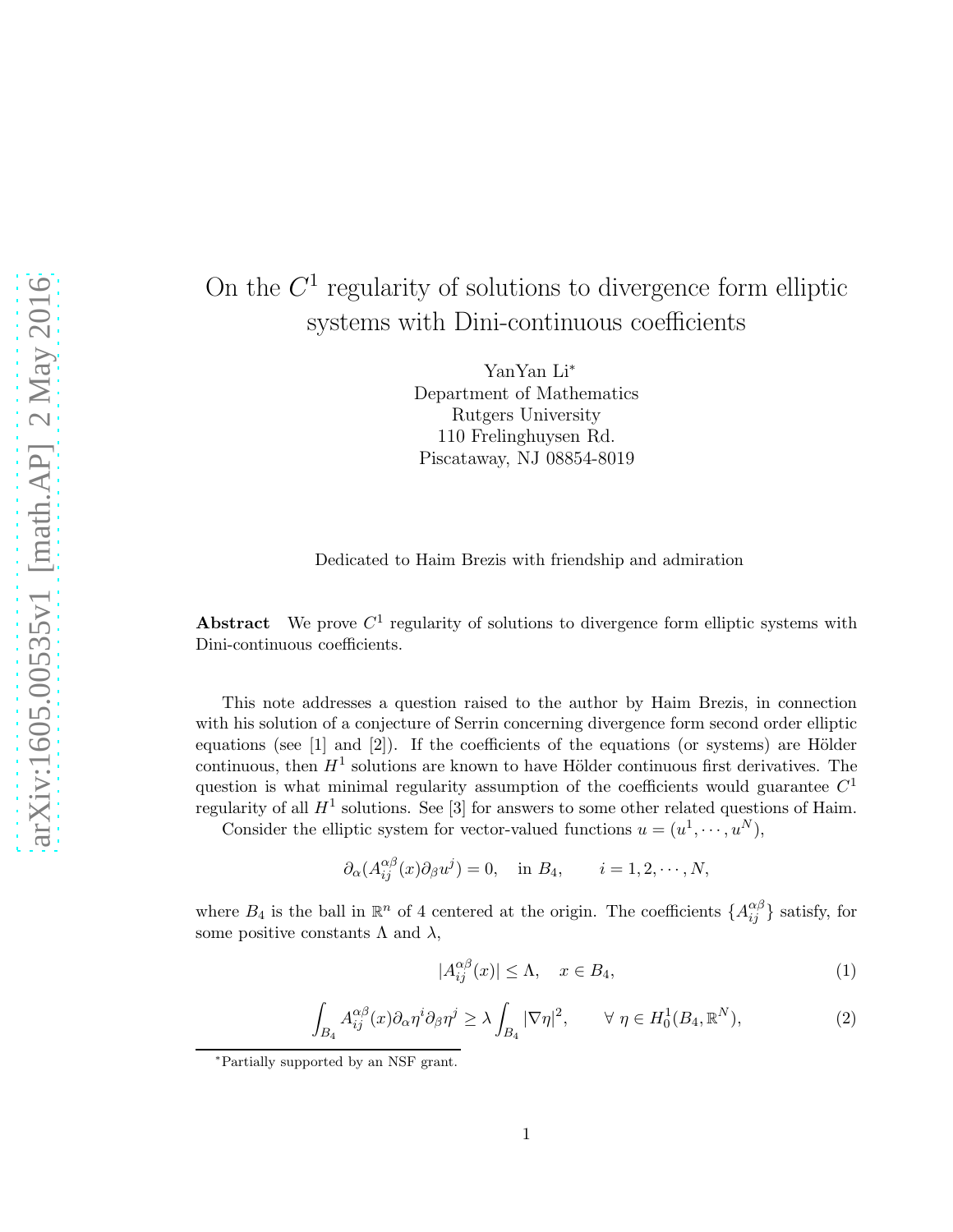# On the $C^1$ regularity of solutions to divergence form elliptic systems with Dini-continuous coefficients

YanYan Li*
Department of Mathematics
Rutgers University
110 Frelinghuysen Rd.
Piscataway, NJ 08854-8019

Dedicated to Haim Brezis with friendship and admiration

**Abstract** We prove $C^1$ regularity of solutions to divergence form elliptic systems with Dini-continuous coefficients.

This note addresses a question raised to the author by Haim Brezis, in connection with his solution of a conjecture of Serrin concerning divergence form second order elliptic equations (see [1] and [2]). If the coefficients of the equations (or systems) are Hölder continuous, then $H^1$ solutions are known to have Hölder continuous first derivatives. The question is what minimal regularity assumption of the coefficients would guarantee $C^1$ regularity of all $H^1$ solutions. See [3] for answers to some other related questions of Haim.

Consider the elliptic system for vector-valued functions $u = (u^1, \cdots, u^N)$,

$$\partial_\alpha(A_{ij}^{\alpha\beta}(x)\partial_\beta u^j) = 0, \quad \text{in } B_4, \qquad i = 1, 2, \cdots, N,$$

where $B_4$ is the ball in $\mathbb{R}^n$ of 4 centered at the origin. The coefficients $\{A_{ij}^{\alpha\beta}\}$ satisfy, for some positive constants $\Lambda$ and $\lambda$,

$$|A_{ij}^{\alpha\beta}(x)| \leq \Lambda, \quad x \in B_4, \tag{1}$$

$$\int_{B_4} A_{ij}^{\alpha\beta}(x)\partial_\alpha\eta^i\partial_\beta\eta^j \geq \lambda \int_{B_4} |\nabla\eta|^2, \qquad \forall\ \eta \in H_0^1(B_4, \mathbb{R}^N), \tag{2}$$

*Partially supported by an NSF grant.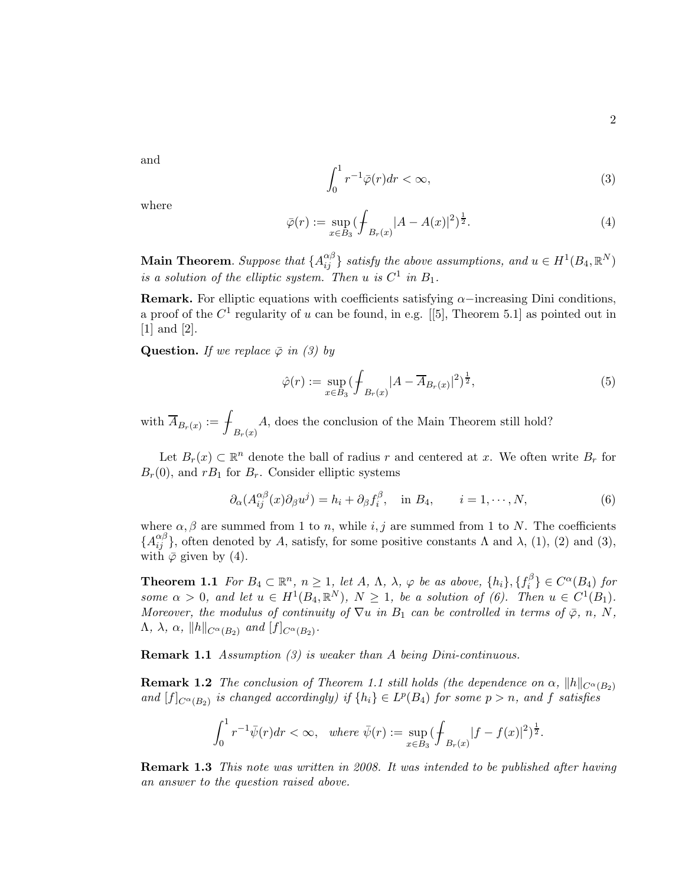and

$$\int_0^1 r^{-1}\bar{\varphi}(r)dr < \infty, \tag{3}$$

where

$$\bar{\varphi}(r) := \sup_{x\in B_3}\Big(\fint_{B_r(x)}|A - A(x)|^2\Big)^{\frac{1}{2}}. \tag{4}$$

**Main Theorem**. *Suppose that $\{A_{ij}^{\alpha\beta}\}$ satisfy the above assumptions, and $u \in H^1(B_4, \mathbb{R}^N)$ is a solution of the elliptic system. Then $u$ is $C^1$ in $B_1$.*

**Remark.** For elliptic equations with coefficients satisfying $\alpha-$increasing Dini conditions, a proof of the $C^1$ regularity of $u$ can be found, in e.g. [[5], Theorem 5.1] as pointed out in [1] and [2].

**Question.** *If we replace $\bar{\varphi}$ in (3) by*

$$\hat{\varphi}(r) := \sup_{x\in B_3}\Big(\fint_{B_r(x)}|A - \overline{A}_{B_r(x)}|^2\Big)^{\frac{1}{2}}, \tag{5}$$

with $\overline{A}_{B_r(x)} := \fint_{B_r(x)} A$, does the conclusion of the Main Theorem still hold?

Let $B_r(x) \subset \mathbb{R}^n$ denote the ball of radius $r$ and centered at $x$. We often write $B_r$ for $B_r(0)$, and $rB_1$ for $B_r$. Consider elliptic systems

$$\partial_\alpha(A_{ij}^{\alpha\beta}(x)\partial_\beta u^j) = h_i + \partial_\beta f_i^\beta, \quad \text{in } B_4, \qquad i = 1, \cdots, N, \tag{6}$$

where $\alpha, \beta$ are summed from 1 to $n$, while $i, j$ are summed from 1 to $N$. The coefficients $\{A_{ij}^{\alpha\beta}\}$, often denoted by $A$, satisfy, for some positive constants $\Lambda$ and $\lambda$, (1), (2) and (3), with $\bar{\varphi}$ given by (4).

**Theorem 1.1** *For $B_4 \subset \mathbb{R}^n$, $n \geq 1$, let $A$, $\Lambda$, $\lambda$, $\varphi$ be as above, $\{h_i\}, \{f_i^\beta\} \in C^\alpha(B_4)$ for some $\alpha > 0$, and let $u \in H^1(B_4, \mathbb{R}^N)$, $N \geq 1$, be a solution of (6). Then $u \in C^1(B_1)$. Moreover, the modulus of continuity of $\nabla u$ in $B_1$ can be controlled in terms of $\bar{\varphi}$, $n$, $N$, $\Lambda$, $\lambda$, $\alpha$, $\|h\|_{C^\alpha(B_2)}$ and $[f]_{C^\alpha(B_2)}$.*

**Remark 1.1** *Assumption (3) is weaker than $A$ being Dini-continuous.*

**Remark 1.2** *The conclusion of Theorem 1.1 still holds (the dependence on $\alpha$, $\|h\|_{C^\alpha(B_2)}$ and $[f]_{C^\alpha(B_2)}$ is changed accordingly) if $\{h_i\} \in L^p(B_4)$ for some $p > n$, and $f$ satisfies*

$$\int_0^1 r^{-1}\bar{\psi}(r)dr < \infty, \quad \text{where } \bar{\psi}(r) := \sup_{x\in B_3}\Big(\fint_{B_r(x)}|f - f(x)|^2\Big)^{\frac{1}{2}}.$$

**Remark 1.3** *This note was written in 2008. It was intended to be published after having an answer to the question raised above.*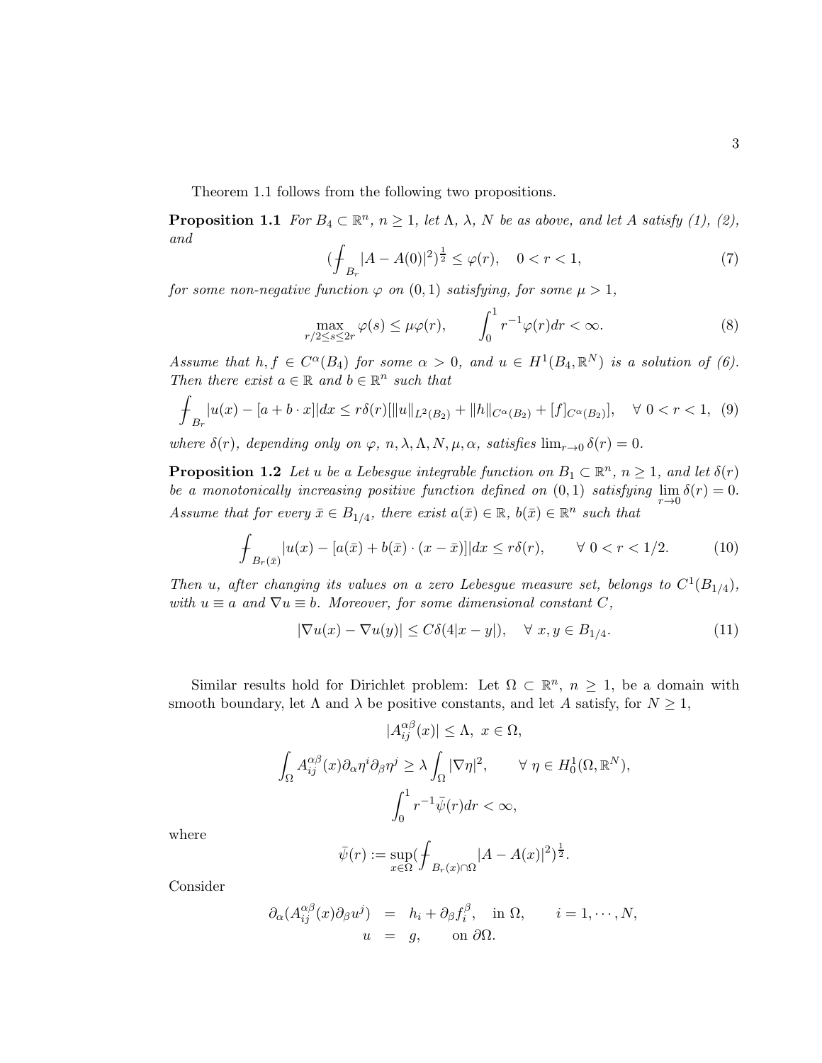Theorem 1.1 follows from the following two propositions.

**Proposition 1.1** *For $B_4 \subset \mathbb{R}^n$, $n \geq 1$, let $\Lambda$, $\lambda$, $N$ be as above, and let $A$ satisfy (1), (2), and*

$$
\left(\fint_{B_r} |A - A(0)|^2\right)^{\frac{1}{2}} \leq \varphi(r), \quad 0 < r < 1, \tag{7}
$$

*for some non-negative function $\varphi$ on $(0,1)$ satisfying, for some $\mu > 1$,*

$$
\max_{r/2 \leq s \leq 2r} \varphi(s) \leq \mu \varphi(r), \qquad \int_0^1 r^{-1} \varphi(r) dr < \infty. \tag{8}
$$

*Assume that $h, f \in C^\alpha(B_4)$ for some $\alpha > 0$, and $u \in H^1(B_4, \mathbb{R}^N)$ is a solution of (6). Then there exist $a \in \mathbb{R}$ and $b \in \mathbb{R}^n$ such that*

$$
\fint_{B_r} |u(x) - [a + b \cdot x]| dx \leq r\delta(r) [\|u\|_{L^2(B_2)} + \|h\|_{C^\alpha(B_2)} + [f]_{C^\alpha(B_2)}], \quad \forall\ 0 < r < 1, \tag{9}
$$

*where $\delta(r)$, depending only on $\varphi$, $n, \lambda, \Lambda, N, \mu, \alpha$, satisfies $\lim_{r \to 0} \delta(r) = 0$.*

**Proposition 1.2** *Let $u$ be a Lebesgue integrable function on $B_1 \subset \mathbb{R}^n$, $n \geq 1$, and let $\delta(r)$ be a monotonically increasing positive function defined on $(0,1)$ satisfying $\lim_{r \to 0} \delta(r) = 0$. Assume that for every $\bar{x} \in B_{1/4}$, there exist $a(\bar{x}) \in \mathbb{R}$, $b(\bar{x}) \in \mathbb{R}^n$ such that*

$$
\fint_{B_r(\bar{x})} |u(x) - [a(\bar{x}) + b(\bar{x}) \cdot (x - \bar{x})]| dx \leq r\delta(r), \qquad \forall\ 0 < r < 1/2. \tag{10}
$$

*Then $u$, after changing its values on a zero Lebesgue measure set, belongs to $C^1(B_{1/4})$, with $u \equiv a$ and $\nabla u \equiv b$. Moreover, for some dimensional constant $C$,*

$$
|\nabla u(x) - \nabla u(y)| \leq C\delta(4|x - y|), \quad \forall\ x, y \in B_{1/4}. \tag{11}
$$

Similar results hold for Dirichlet problem: Let $\Omega \subset \mathbb{R}^n$, $n \geq 1$, be a domain with smooth boundary, let $\Lambda$ and $\lambda$ be positive constants, and let $A$ satisfy, for $N \geq 1$,

$$
|A_{ij}^{\alpha\beta}(x)| \leq \Lambda,\ x \in \Omega,
$$

$$
\int_\Omega A_{ij}^{\alpha\beta}(x) \partial_\alpha \eta^i \partial_\beta \eta^j \geq \lambda \int_\Omega |\nabla \eta|^2, \qquad \forall\ \eta \in H_0^1(\Omega, \mathbb{R}^N),
$$

$$
\int_0^1 r^{-1} \bar{\psi}(r) dr < \infty,
$$

where

$$
\bar{\psi}(r) := \sup_{x \in \Omega} \left(\fint_{B_r(x) \cap \Omega} |A - A(x)|^2\right)^{\frac{1}{2}}.
$$

Consider

$$
\begin{aligned}
\partial_\alpha (A_{ij}^{\alpha\beta}(x) \partial_\beta u^j) &= h_i + \partial_\beta f_i^\beta, \quad \text{in } \Omega, \qquad i = 1, \cdots, N, \\
u &= g, \qquad \text{on } \partial\Omega.
\end{aligned}
$$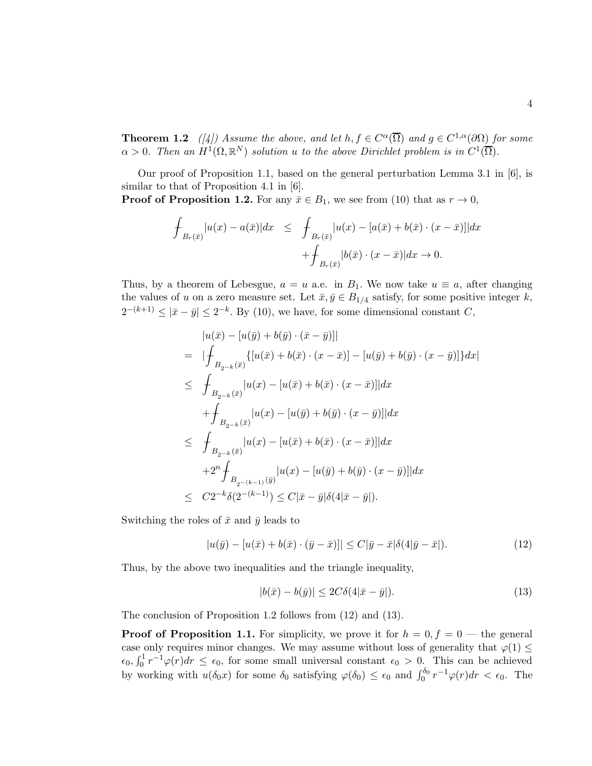**Theorem 1.2** *([4]) Assume the above, and let $h, f \in C^\alpha(\overline{\Omega})$ and $g \in C^{1,\alpha}(\partial\Omega)$ for some $\alpha > 0$. Then an $H^1(\Omega, \mathbb{R}^N)$ solution $u$ to the above Dirichlet problem is in $C^1(\overline{\Omega})$.*

Our proof of Proposition 1.1, based on the general perturbation Lemma 3.1 in [6], is similar to that of Proposition 4.1 in [6].

**Proof of Proposition 1.2.** For any $\bar{x} \in B_1$, we see from (10) that as $r \to 0$,

$$
\begin{aligned}
⨍_{B_r(\bar{x})} |u(x) - a(\bar{x})| dx \;\; &\leq \;\; ⨍_{B_r(\bar{x})} |u(x) - [a(\bar{x}) + b(\bar{x}) \cdot (x - \bar{x})]| dx \\
&\quad + ⨍_{B_r(\bar{x})} |b(\bar{x}) \cdot (x - \bar{x})| dx \to 0.
\end{aligned}
$$

Thus, by a theorem of Lebesgue, $a = u$ a.e. in $B_1$. We now take $u \equiv a$, after changing the values of $u$ on a zero measure set. Let $\bar{x}, \bar{y} \in B_{1/4}$ satisfy, for some positive integer $k$, $2^{-(k+1)} \leq |\bar{x} - \bar{y}| \leq 2^{-k}$. By (10), we have, for some dimensional constant $C$,

$$
\begin{aligned}
& |u(\bar{x}) - [u(\bar{y}) + b(\bar{y}) \cdot (\bar{x} - \bar{y})]| \\
= \;\; & |⨍_{B_{2^{-k}}(\bar{x})} \{[u(\bar{x}) + b(\bar{x}) \cdot (x - \bar{x})] - [u(\bar{y}) + b(\bar{y}) \cdot (x - \bar{y})]\} dx| \\
\leq \;\; & ⨍_{B_{2^{-k}}(\bar{x})} |u(x) - [u(\bar{x}) + b(\bar{x}) \cdot (x - \bar{x})]| dx \\
& + ⨍_{B_{2^{-k}}(\bar{x})} |u(x) - [u(\bar{y}) + b(\bar{y}) \cdot (x - \bar{y})]| dx \\
\leq \;\; & ⨍_{B_{2^{-k}}(\bar{x})} |u(x) - [u(\bar{x}) + b(\bar{x}) \cdot (x - \bar{x})]| dx \\
& + 2^n ⨍_{B_{2^{-(k-1)}}(\bar{y})} |u(x) - [u(\bar{y}) + b(\bar{y}) \cdot (x - \bar{y})]| dx \\
\leq \;\; & C 2^{-k} \delta(2^{-(k-1)}) \leq C |\bar{x} - \bar{y}| \delta(4|\bar{x} - \bar{y}|).
\end{aligned}
$$

Switching the roles of $\bar{x}$ and $\bar{y}$ leads to

$$
|u(\bar{y}) - [u(\bar{x}) + b(\bar{x}) \cdot (\bar{y} - \bar{x})]| \leq C |\bar{y} - \bar{x}| \delta(4|\bar{y} - \bar{x}|). \tag{12}
$$

Thus, by the above two inequalities and the triangle inequality,

$$
|b(\bar{x}) - b(\bar{y})| \leq 2C \delta(4|\bar{x} - \bar{y}|). \tag{13}
$$

The conclusion of Proposition 1.2 follows from (12) and (13).

**Proof of Proposition 1.1.** For simplicity, we prove it for $h = 0, f = 0$ — the general case only requires minor changes. We may assume without loss of generality that $\varphi(1) \leq \epsilon_0, \int_0^1 r^{-1} \varphi(r) dr \leq \epsilon_0$, for some small universal constant $\epsilon_0 > 0$. This can be achieved by working with $u(\delta_0 x)$ for some $\delta_0$ satisfying $\varphi(\delta_0) \leq \epsilon_0$ and $\int_0^{\delta_0} r^{-1} \varphi(r) dr < \epsilon_0$. The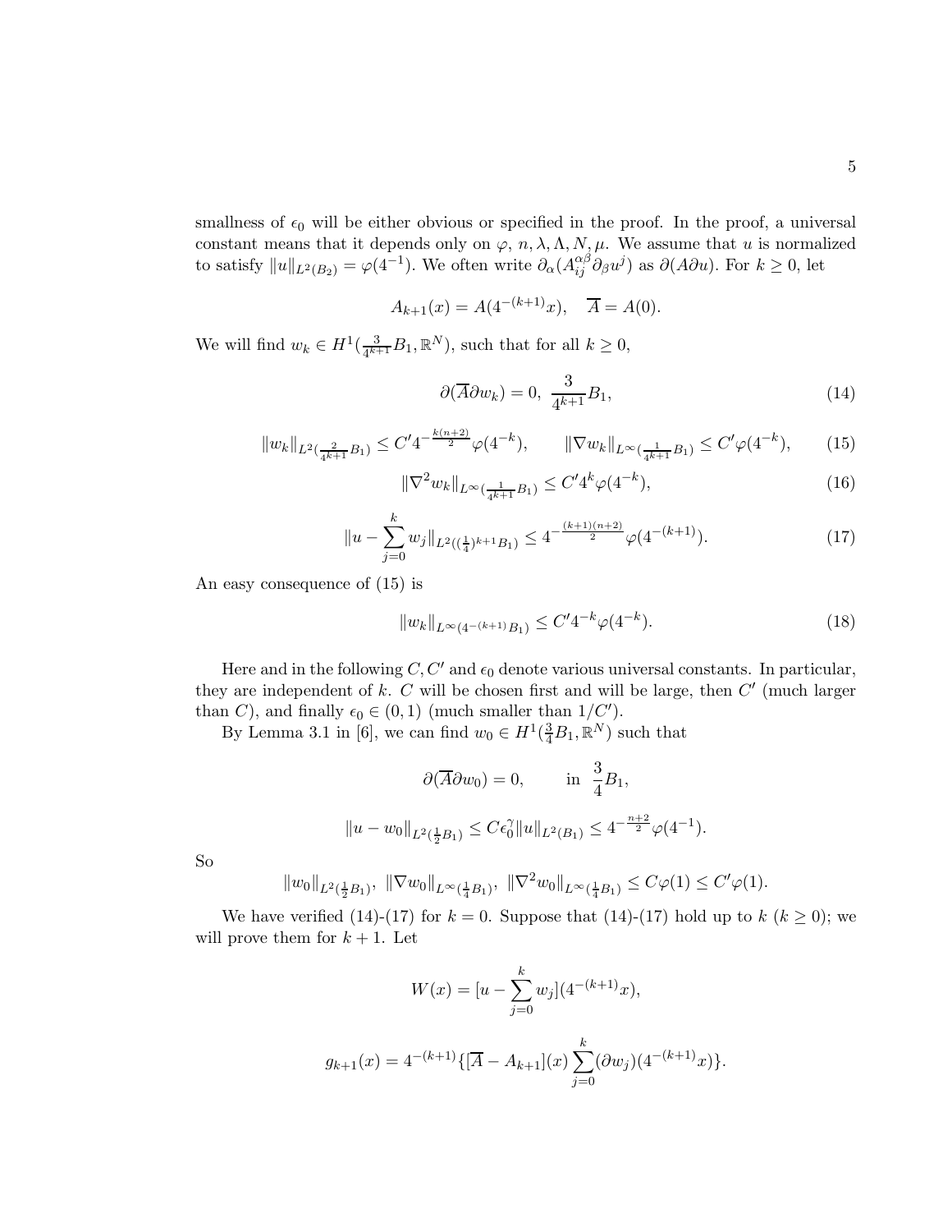smallness of $\epsilon_0$ will be either obvious or specified in the proof. In the proof, a universal constant means that it depends only on $\varphi$, $n, \lambda, \Lambda, N, \mu$. We assume that $u$ is normalized to satisfy $\|u\|_{L^2(B_2)} = \varphi(4^{-1})$. We often write $\partial_\alpha(A_{ij}^{\alpha\beta}\partial_\beta u^j)$ as $\partial(A\partial u)$. For $k \geq 0$, let

$$A_{k+1}(x) = A(4^{-(k+1)}x), \quad \overline{A} = A(0).$$

We will find $w_k \in H^1(\frac{3}{4^{k+1}}B_1, \mathbb{R}^N)$, such that for all $k \geq 0$,

$$\partial(\overline{A}\partial w_k) = 0, \ \frac{3}{4^{k+1}}B_1, \tag{14}$$

$$\|w_k\|_{L^2(\frac{2}{4^{k+1}}B_1)} \leq C' 4^{-\frac{k(n+2)}{2}}\varphi(4^{-k}), \qquad \|\nabla w_k\|_{L^\infty(\frac{1}{4^{k+1}}B_1)} \leq C'\varphi(4^{-k}), \tag{15}$$

$$\|\nabla^2 w_k\|_{L^\infty(\frac{1}{4^{k+1}}B_1)} \leq C' 4^k \varphi(4^{-k}), \tag{16}$$

$$\|u - \sum_{j=0}^{k} w_j\|_{L^2((\frac{1}{4})^{k+1}B_1)} \leq 4^{-\frac{(k+1)(n+2)}{2}}\varphi(4^{-(k+1)}). \tag{17}$$

An easy consequence of (15) is

$$\|w_k\|_{L^\infty(4^{-(k+1)}B_1)} \leq C' 4^{-k}\varphi(4^{-k}). \tag{18}$$

Here and in the following $C, C'$ and $\epsilon_0$ denote various universal constants. In particular, they are independent of $k$. $C$ will be chosen first and will be large, then $C'$ (much larger than $C$), and finally $\epsilon_0 \in (0,1)$ (much smaller than $1/C'$).

By Lemma 3.1 in [6], we can find $w_0 \in H^1(\frac{3}{4}B_1, \mathbb{R}^N)$ such that

$$\partial(\overline{A}\partial w_0) = 0, \qquad \text{in } \ \frac{3}{4}B_1,$$

$$\|u - w_0\|_{L^2(\frac{1}{2}B_1)} \leq C\epsilon_0^\gamma \|u\|_{L^2(B_1)} \leq 4^{-\frac{n+2}{2}}\varphi(4^{-1}).$$

So

$$\|w_0\|_{L^2(\frac{1}{2}B_1)}, \ \|\nabla w_0\|_{L^\infty(\frac{1}{4}B_1)}, \ \|\nabla^2 w_0\|_{L^\infty(\frac{1}{4}B_1)} \leq C\varphi(1) \leq C'\varphi(1).$$

We have verified (14)-(17) for $k = 0$. Suppose that (14)-(17) hold up to $k$ ($k \geq 0$); we will prove them for $k+1$. Let

$$W(x) = [u - \sum_{j=0}^{k} w_j](4^{-(k+1)}x),$$

$$g_{k+1}(x) = 4^{-(k+1)}\{[\overline{A} - A_{k+1}](x)\sum_{j=0}^{k}(\partial w_j)(4^{-(k+1)}x)\}.$$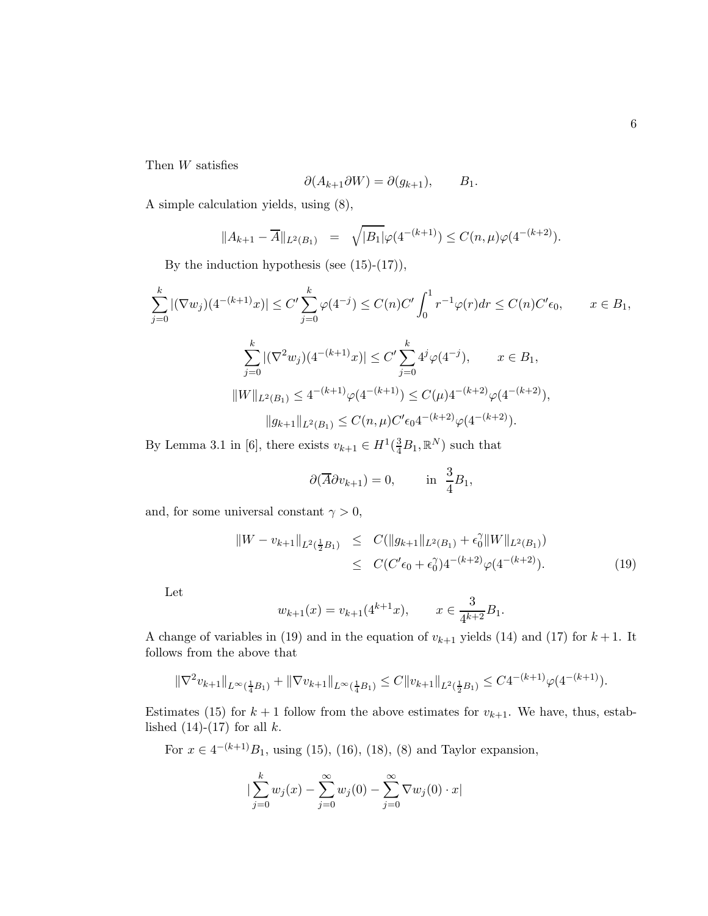Then $W$ satisfies

$$\partial(A_{k+1}\partial W) = \partial(g_{k+1}), \qquad B_1.$$

A simple calculation yields, using (8),

$$\|A_{k+1} - \overline{A}\|_{L^2(B_1)} = \sqrt{|B_1|}\varphi(4^{-(k+1)}) \leq C(n,\mu)\varphi(4^{-(k+2)}).$$

By the induction hypothesis (see (15)-(17)),

$$\sum_{j=0}^{k} |(\nabla w_j)(4^{-(k+1)}x)| \leq C' \sum_{j=0}^{k} \varphi(4^{-j}) \leq C(n)C' \int_0^1 r^{-1}\varphi(r)dr \leq C(n)C'\epsilon_0, \qquad x \in B_1,$$

$$\sum_{j=0}^{k} |(\nabla^2 w_j)(4^{-(k+1)}x)| \leq C' \sum_{j=0}^{k} 4^j \varphi(4^{-j}), \qquad x \in B_1,$$

$$\|W\|_{L^2(B_1)} \leq 4^{-(k+1)}\varphi(4^{-(k+1)}) \leq C(\mu)4^{-(k+2)}\varphi(4^{-(k+2)}),$$

$$\|g_{k+1}\|_{L^2(B_1)} \leq C(n,\mu)C'\epsilon_0 4^{-(k+2)}\varphi(4^{-(k+2)}).$$

By Lemma 3.1 in [6], there exists $v_{k+1} \in H^1(\frac{3}{4}B_1, \mathbb{R}^N)$ such that

$$\partial(\overline{A}\partial v_{k+1}) = 0, \qquad \text{in } \frac{3}{4}B_1,$$

and, for some universal constant $\gamma > 0$,

$$\begin{aligned} \|W - v_{k+1}\|_{L^2(\frac{1}{2}B_1)} &\leq C(\|g_{k+1}\|_{L^2(B_1)} + \epsilon_0^\gamma \|W\|_{L^2(B_1)}) \\ &\leq C(C'\epsilon_0 + \epsilon_0^\gamma)4^{-(k+2)}\varphi(4^{-(k+2)}). \end{aligned} \tag{19}$$

Let

$$w_{k+1}(x) = v_{k+1}(4^{k+1}x), \qquad x \in \frac{3}{4^{k+2}}B_1.$$

A change of variables in (19) and in the equation of $v_{k+1}$ yields (14) and (17) for $k+1$. It follows from the above that

$$\|\nabla^2 v_{k+1}\|_{L^\infty(\frac{1}{4}B_1)} + \|\nabla v_{k+1}\|_{L^\infty(\frac{1}{4}B_1)} \leq C\|v_{k+1}\|_{L^2(\frac{1}{2}B_1)} \leq C4^{-(k+1)}\varphi(4^{-(k+1)}).$$

Estimates (15) for $k+1$ follow from the above estimates for $v_{k+1}$. We have, thus, established (14)-(17) for all $k$.

For $x \in 4^{-(k+1)}B_1$, using (15), (16), (18), (8) and Taylor expansion,

$$|\sum_{j=0}^{k} w_j(x) - \sum_{j=0}^{\infty} w_j(0) - \sum_{j=0}^{\infty} \nabla w_j(0) \cdot x|$$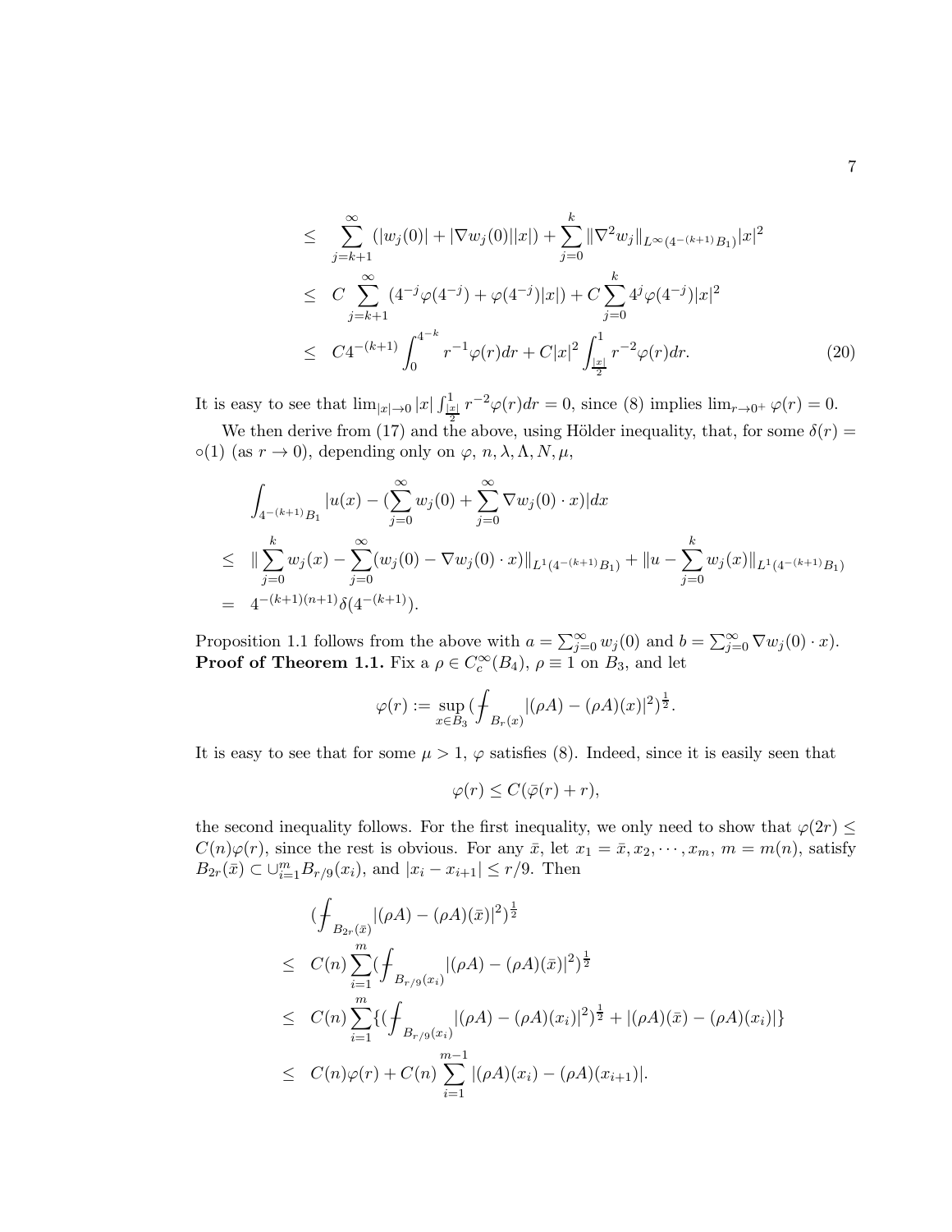$$
\begin{aligned}
&\leq \sum_{j=k+1}^{\infty}(|w_j(0)|+|\nabla w_j(0)||x|)+\sum_{j=0}^{k}\|\nabla^2 w_j\|_{L^\infty(4^{-(k+1)}B_1)}|x|^2\\
&\leq C\sum_{j=k+1}^{\infty}(4^{-j}\varphi(4^{-j})+\varphi(4^{-j})|x|)+C\sum_{j=0}^{k}4^{j}\varphi(4^{-j})|x|^2\\
&\leq C4^{-(k+1)}\int_0^{4^{-k}} r^{-1}\varphi(r)dr+C|x|^2\int_{\frac{|x|}{2}}^{1} r^{-2}\varphi(r)dr. \qquad (20)
\end{aligned}
$$

It is easy to see that $\lim_{|x|\to 0}|x|\int_{\frac{|x|}{2}}^{1} r^{-2}\varphi(r)dr=0$, since (8) implies $\lim_{r\to 0^+}\varphi(r)=0$.

We then derive from (17) and the above, using Hölder inequality, that, for some $\delta(r)=\circ(1)$ (as $r\to 0$), depending only on $\varphi$, $n,\lambda,\Lambda,N,\mu$,

$$
\begin{aligned}
&\int_{4^{-(k+1)}B_1}|u(x)-(\sum_{j=0}^{\infty}w_j(0)+\sum_{j=0}^{\infty}\nabla w_j(0)\cdot x)|dx\\
\leq\ &\|\sum_{j=0}^{k}w_j(x)-\sum_{j=0}^{\infty}(w_j(0)-\nabla w_j(0)\cdot x)\|_{L^1(4^{-(k+1)}B_1)}+\|u-\sum_{j=0}^{k}w_j(x)\|_{L^1(4^{-(k+1)}B_1)}\\
=\ &4^{-(k+1)(n+1)}\delta(4^{-(k+1)}).
\end{aligned}
$$

Proposition 1.1 follows from the above with $a=\sum_{j=0}^{\infty}w_j(0)$ and $b=\sum_{j=0}^{\infty}\nabla w_j(0)\cdot x)$.

**Proof of Theorem 1.1.** Fix a $\rho\in C_c^\infty(B_4)$, $\rho\equiv 1$ on $B_3$, and let

$$
\varphi(r):=\sup_{x\in B_3}(\fint_{B_r(x)}|(\rho A)-(\rho A)(x)|^2)^{\frac{1}{2}}.
$$

It is easy to see that for some $\mu>1$, $\varphi$ satisfies (8). Indeed, since it is easily seen that

$$
\varphi(r)\leq C(\bar{\varphi}(r)+r),
$$

the second inequality follows. For the first inequality, we only need to show that $\varphi(2r)\leq C(n)\varphi(r)$, since the rest is obvious. For any $\bar{x}$, let $x_1=\bar{x},x_2,\cdots,x_m$, $m=m(n)$, satisfy $B_{2r}(\bar{x})\subset\cup_{i=1}^m B_{r/9}(x_i)$, and $|x_i-x_{i+1}|\leq r/9$. Then

$$
\begin{aligned}
&(\fint_{B_{2r}(\bar{x})}|(\rho A)-(\rho A)(\bar{x})|^2)^{\frac{1}{2}}\\
\leq\ &C(n)\sum_{i=1}^{m}(\fint_{B_{r/9}(x_i)}|(\rho A)-(\rho A)(\bar{x})|^2)^{\frac{1}{2}}\\
\leq\ &C(n)\sum_{i=1}^{m}\{(\fint_{B_{r/9}(x_i)}|(\rho A)-(\rho A)(x_i)|^2)^{\frac{1}{2}}+|(\rho A)(\bar{x})-(\rho A)(x_i)|\}\\
\leq\ &C(n)\varphi(r)+C(n)\sum_{i=1}^{m-1}|(\rho A)(x_i)-(\rho A)(x_{i+1})|.
\end{aligned}
$$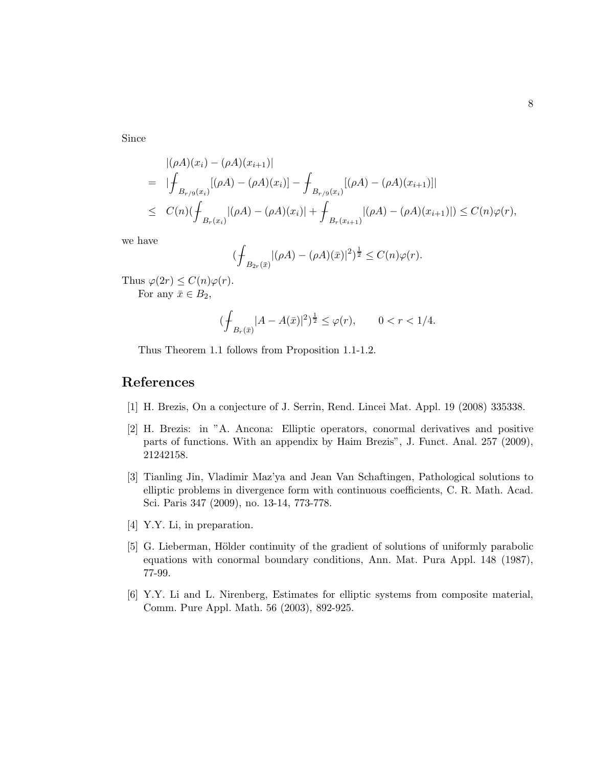Since

$$
\begin{aligned}
& |(\rho A)(x_i) - (\rho A)(x_{i+1})| \\
= & \ |\fint_{B_{r/9}(x_i)} [(\rho A) - (\rho A)(x_i)] - \fint_{B_{r/9}(x_i)} [(\rho A) - (\rho A)(x_{i+1})]| \\
\leq & \ C(n)(\fint_{B_r(x_i)} |(\rho A) - (\rho A)(x_i)| + \fint_{B_r(x_{i+1})} |(\rho A) - (\rho A)(x_{i+1})|) \leq C(n)\varphi(r),
\end{aligned}
$$

we have

$$
(\fint_{B_{2r}(\bar{x})} |(\rho A) - (\rho A)(\bar{x})|^2)^{\frac{1}{2}} \leq C(n)\varphi(r).
$$

Thus $\varphi(2r) \leq C(n)\varphi(r)$.

For any $\bar{x} \in B_2$,

$$
(\fint_{B_r(\bar{x})} |A - A(\bar{x})|^2)^{\frac{1}{2}} \leq \varphi(r), \qquad 0 < r < 1/4.
$$

Thus Theorem 1.1 follows from Proposition 1.1-1.2.

## References

[1] H. Brezis, On a conjecture of J. Serrin, Rend. Lincei Mat. Appl. 19 (2008) 335338.

[2] H. Brezis: in "A. Ancona: Elliptic operators, conormal derivatives and positive parts of functions. With an appendix by Haim Brezis", J. Funct. Anal. 257 (2009), 21242158.

[3] Tianling Jin, Vladimir Maz'ya and Jean Van Schaftingen, Pathological solutions to elliptic problems in divergence form with continuous coefficients, C. R. Math. Acad. Sci. Paris 347 (2009), no. 13-14, 773-778.

[4] Y.Y. Li, in preparation.

[5] G. Lieberman, Hölder continuity of the gradient of solutions of uniformly parabolic equations with conormal boundary conditions, Ann. Mat. Pura Appl. 148 (1987), 77-99.

[6] Y.Y. Li and L. Nirenberg, Estimates for elliptic systems from composite material, Comm. Pure Appl. Math. 56 (2003), 892-925.